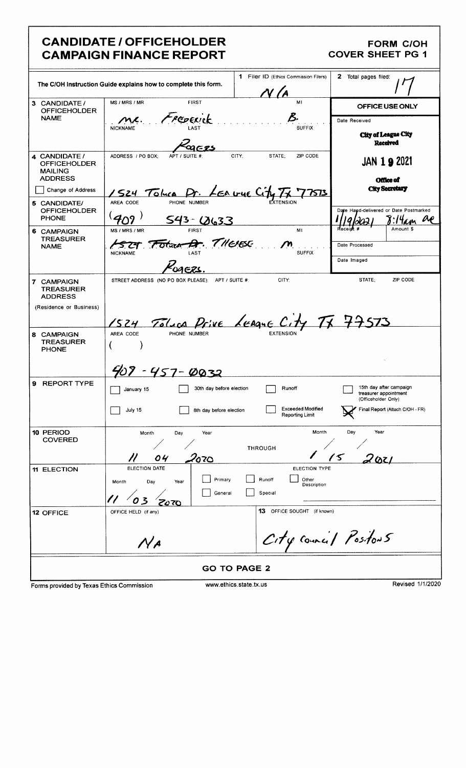# CANDIDATE / OFFICEHOLDER CAMPAIGN FINANCE REPORT

**FORM C/OH**
**COVER SHEET PG 1**

The C/OH Instruction Guide explains how to complete this form.

**1** Filer ID (Ethics Commission Filers): N/A

**2** Total pages filed: 17

**OFFICE USE ONLY**

Date Received: City of League City Received JAN 19 2021 Office of City Secretary

Date Hand-delivered or Date Postmarked: 1/19/2021 8:14am ae

Receipt #

Amount $

Date Processed

Date Imaged

| | |
|---|---|
| **3 CANDIDATE / OFFICEHOLDER NAME** | MS / MRS / MR: Mr. FIRST: Frederick MI: B. NICKNAME LAST: Rogers SUFFIX |
| **4 CANDIDATE / OFFICEHOLDER MAILING ADDRESS** ☐ Change of Address | ADDRESS / PO BOX; APT / SUITE #; CITY; STATE; ZIP CODE: 1524 Toluca Dr. League City Tx 77573 |
| **5 CANDIDATE/ OFFICEHOLDER PHONE** | AREA CODE (409) PHONE NUMBER 543-0633 EXTENSION |
| **6 CAMPAIGN TREASURER NAME** | MS / MRS / MR: 1524 Toluca Dr. FIRST: Therese MI: M. NICKNAME LAST: Rogers. SUFFIX |
| **7 CAMPAIGN TREASURER ADDRESS** (Residence or Business) | STREET ADDRESS (NO PO BOX PLEASE); APT / SUITE #; CITY; STATE; ZIP CODE: 1524 Toluca Drive League City Tx 77573 |
| **8 CAMPAIGN TREASURER PHONE** | AREA CODE ( ) PHONE NUMBER EXTENSION: 409-457-0032 |
| **9 REPORT TYPE** | ☐ January 15 ☐ 30th day before election ☐ Runoff ☐ 15th day after campaign treasurer appointment (Officeholder Only) ☐ July 15 ☐ 8th day before election ☐ Exceeded Modified Reporting Limit ☒ Final Report (Attach C/OH - FR) |
| **10 PERIOD COVERED** | Month / Day / Year: 11/04/2020 THROUGH Month / Day / Year: 1/15/2021 |
| **11 ELECTION** | ELECTION DATE Month / Day / Year: 11/03/2020 ☐ Primary ☐ General ☐ Runoff ☐ Special ☐ Other ELECTION TYPE Description |
| **12 OFFICE** | OFFICE HELD (if any): NA **13** OFFICE SOUGHT (if known): City Council Position 5 |

**GO TO PAGE 2**

Forms provided by Texas Ethics Commission www.ethics.state.tx.us Revised 1/1/2020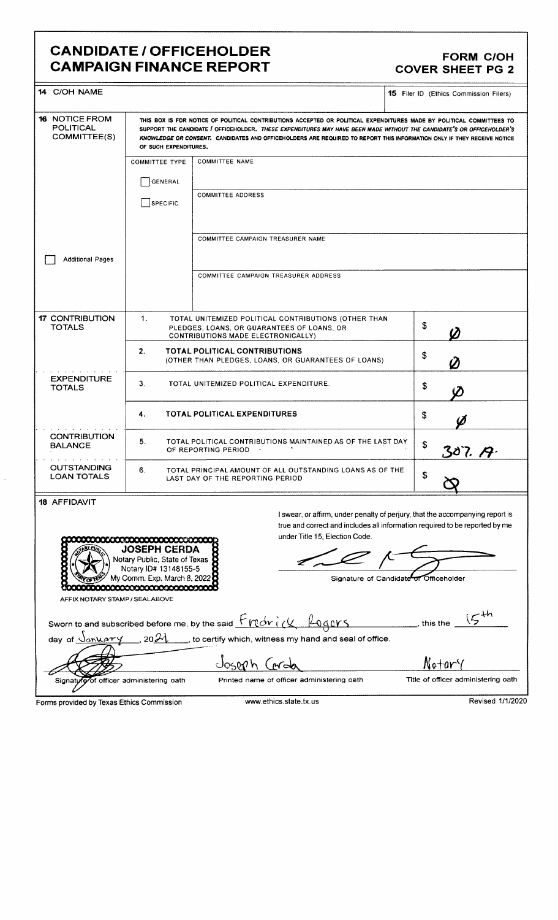# CANDIDATE / OFFICEHOLDER CAMPAIGN FINANCE REPORT

**FORM C/OH**
**COVER SHEET PG 2**

| | | |
|---|---|---|
| **14** C/OH NAME | | **15** Filer ID (Ethics Commission Filers) |

**16 NOTICE FROM POLITICAL COMMITTEE(S)**

THIS BOX IS FOR NOTICE OF POLITICAL CONTRIBUTIONS ACCEPTED OR POLITICAL EXPENDITURES MADE BY POLITICAL COMMITTEES TO SUPPORT THE CANDIDATE / OFFICEHOLDER. *THESE EXPENDITURES MAY HAVE BEEN MADE WITHOUT THE CANDIDATE'S OR OFFICEHOLDER'S KNOWLEDGE OR CONSENT.* CANDIDATES AND OFFICEHOLDERS ARE REQUIRED TO REPORT THIS INFORMATION ONLY IF THEY RECEIVE NOTICE OF SUCH EXPENDITURES.

| COMMITTEE TYPE | |
|---|---|
| ☐ GENERAL | COMMITTEE NAME |
| ☐ SPECIFIC | COMMITTEE ADDRESS |
| | COMMITTEE CAMPAIGN TREASURER NAME |
| | COMMITTEE CAMPAIGN TREASURER ADDRESS |

☐ Additional Pages

| | | | |
|---|---|---|---|
| **17 CONTRIBUTION TOTALS** | 1. | TOTAL UNITEMIZED POLITICAL CONTRIBUTIONS (OTHER THAN PLEDGES, LOANS, OR GUARANTEES OF LOANS, OR CONTRIBUTIONS MADE ELECTRONICALLY) | $ Ø |
| | 2. | **TOTAL POLITICAL CONTRIBUTIONS** (OTHER THAN PLEDGES, LOANS, OR GUARANTEES OF LOANS) | $ Ø |
| **EXPENDITURE TOTALS** | 3. | TOTAL UNITEMIZED POLITICAL EXPENDITURE. | $ Ø |
| | 4. | **TOTAL POLITICAL EXPENDITURES** | $ Ø |
| **CONTRIBUTION BALANCE** | 5. | TOTAL POLITICAL CONTRIBUTIONS MAINTAINED AS OF THE LAST DAY OF REPORTING PERIOD | $ 307.19 |
| **OUTSTANDING LOAN TOTALS** | 6. | TOTAL PRINCIPAL AMOUNT OF ALL OUTSTANDING LOANS AS OF THE LAST DAY OF THE REPORTING PERIOD | $ Ø |

**18 AFFIDAVIT**

I swear, or affirm, under penalty of perjury, that the accompanying report is true and correct and includes all information required to be reported by me under Title 15, Election Code.

JOSEPH CERDA
Notary Public, State of Texas
Notary ID# 13148155-5
My Comm. Exp. March 8, 2022

AFFIX NOTARY STAMP / SEALABOVE

[Signature]
Signature of Candidate or Officeholder

Sworn to and subscribed before me, by the said Fredrick Rogers, this the 15th day of January, 2021, to certify which, witness my hand and seal of office.

| [Signature] | Joseph Cerda | Notary |
|---|---|---|
| Signature of officer administering oath | Printed name of officer administering oath | Title of officer administering oath |

Forms provided by Texas Ethics Commission www.ethics.state.tx.us Revised 1/1/2020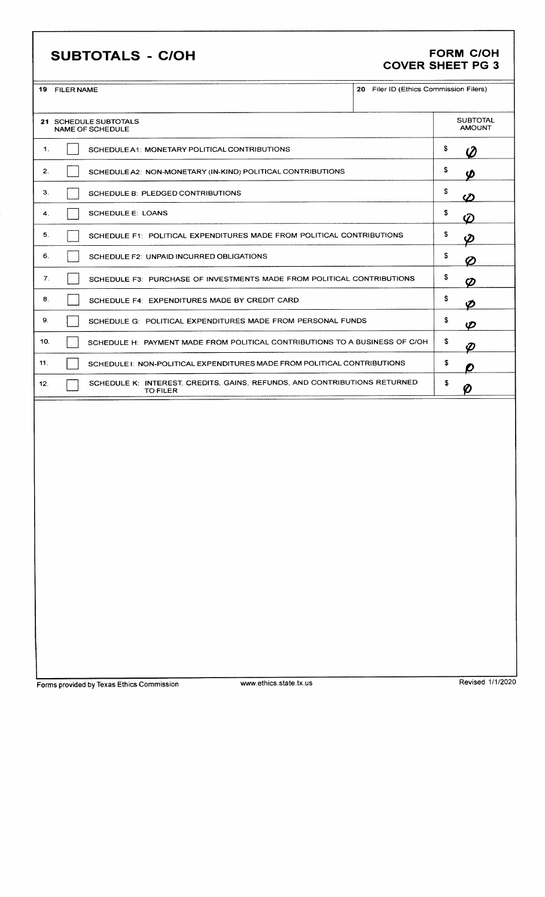# SUBTOTALS - C/OH

## FORM C/OH COVER SHEET PG 3

| 19 FILER NAME | 20 Filer ID (Ethics Commission Filers) |
|---|---|
| | |

| 21 SCHEDULE SUBTOTALS NAME OF SCHEDULE | | SUBTOTAL AMOUNT |
|---|---|---|
| 1. | ☐ SCHEDULE A1: MONETARY POLITICAL CONTRIBUTIONS | $ Ø |
| 2. | ☐ SCHEDULE A2: NON-MONETARY (IN-KIND) POLITICAL CONTRIBUTIONS | $ Ø |
| 3. | ☐ SCHEDULE B: PLEDGED CONTRIBUTIONS | $ Ø |
| 4. | ☐ SCHEDULE E: LOANS | $ Ø |
| 5. | ☐ SCHEDULE F1: POLITICAL EXPENDITURES MADE FROM POLITICAL CONTRIBUTIONS | $ Ø |
| 6. | ☐ SCHEDULE F2: UNPAID INCURRED OBLIGATIONS | $ Ø |
| 7. | ☐ SCHEDULE F3: PURCHASE OF INVESTMENTS MADE FROM POLITICAL CONTRIBUTIONS | $ Ø |
| 8. | ☐ SCHEDULE F4: EXPENDITURES MADE BY CREDIT CARD | $ Ø |
| 9. | ☐ SCHEDULE G: POLITICAL EXPENDITURES MADE FROM PERSONAL FUNDS | $ Ø |
| 10. | ☐ SCHEDULE H: PAYMENT MADE FROM POLITICAL CONTRIBUTIONS TO A BUSINESS OF C/OH | $ Ø |
| 11. | ☐ SCHEDULE I: NON-POLITICAL EXPENDITURES MADE FROM POLITICAL CONTRIBUTIONS | $ Ø |
| 12. | ☐ SCHEDULE K: INTEREST, CREDITS, GAINS, REFUNDS, AND CONTRIBUTIONS RETURNED TO FILER | $ Ø |

Forms provided by Texas Ethics Commission www.ethics.state.tx.us Revised 1/1/2020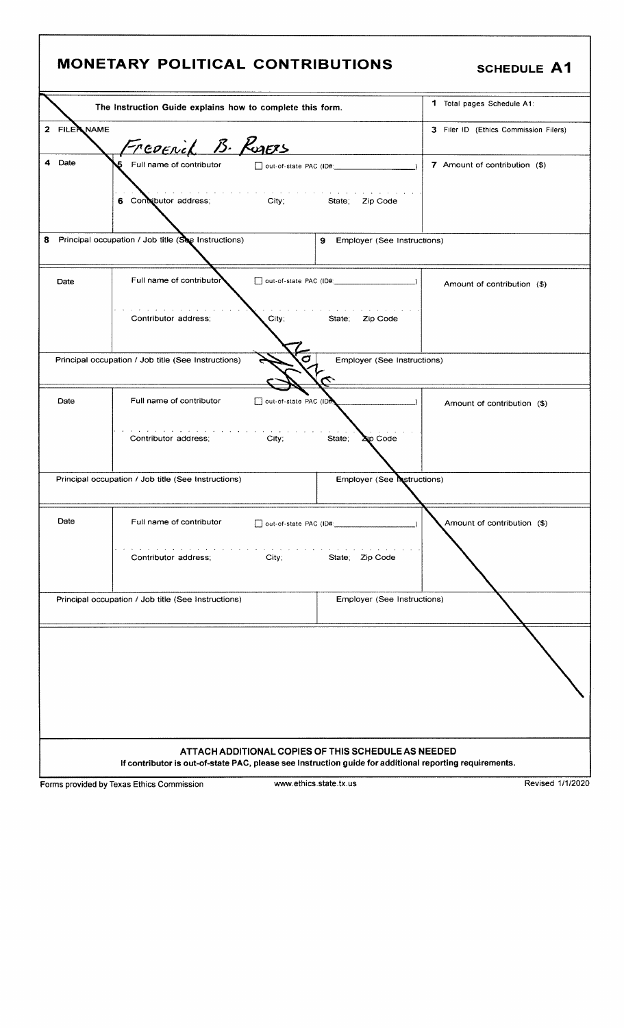# MONETARY POLITICAL CONTRIBUTIONS

## SCHEDULE A1

The Instruction Guide explains how to complete this form.

1 Total pages Schedule A1:

2 FILER NAME

Frederick B. Rogers

3 Filer ID (Ethics Commission Filers)

| | | |
|---|---|---|
| 4 Date | 5 Full name of contributor ☐ out-of-state PAC (ID#\_\_\_\_\_\_) <br> 6 Contributor address; City; State; Zip Code | 7 Amount of contribution ($) |
| 8 Principal occupation / Job title (See Instructions) | 9 Employer (See Instructions) | |
| Date | Full name of contributor ☐ out-of-state PAC (ID#\_\_\_\_\_\_) <br> Contributor address; City; State; Zip Code | Amount of contribution ($) |
| Principal occupation / Job title (See Instructions) | Employer (See Instructions) | |
| Date | Full name of contributor ☐ out-of-state PAC (ID#\_\_\_\_\_\_) <br> Contributor address; City; State; Zip Code | Amount of contribution ($) |
| Principal occupation / Job title (See Instructions) | Employer (See Instructions) | |
| Date | Full name of contributor ☐ out-of-state PAC (ID#\_\_\_\_\_\_) <br> Contributor address; City; State; Zip Code | Amount of contribution ($) |
| Principal occupation / Job title (See Instructions) | Employer (See Instructions) | |

None

**ATTACH ADDITIONAL COPIES OF THIS SCHEDULE AS NEEDED**

**If contributor is out-of-state PAC, please see Instruction guide for additional reporting requirements.**

Forms provided by Texas Ethics Commission www.ethics.state.tx.us Revised 1/1/2020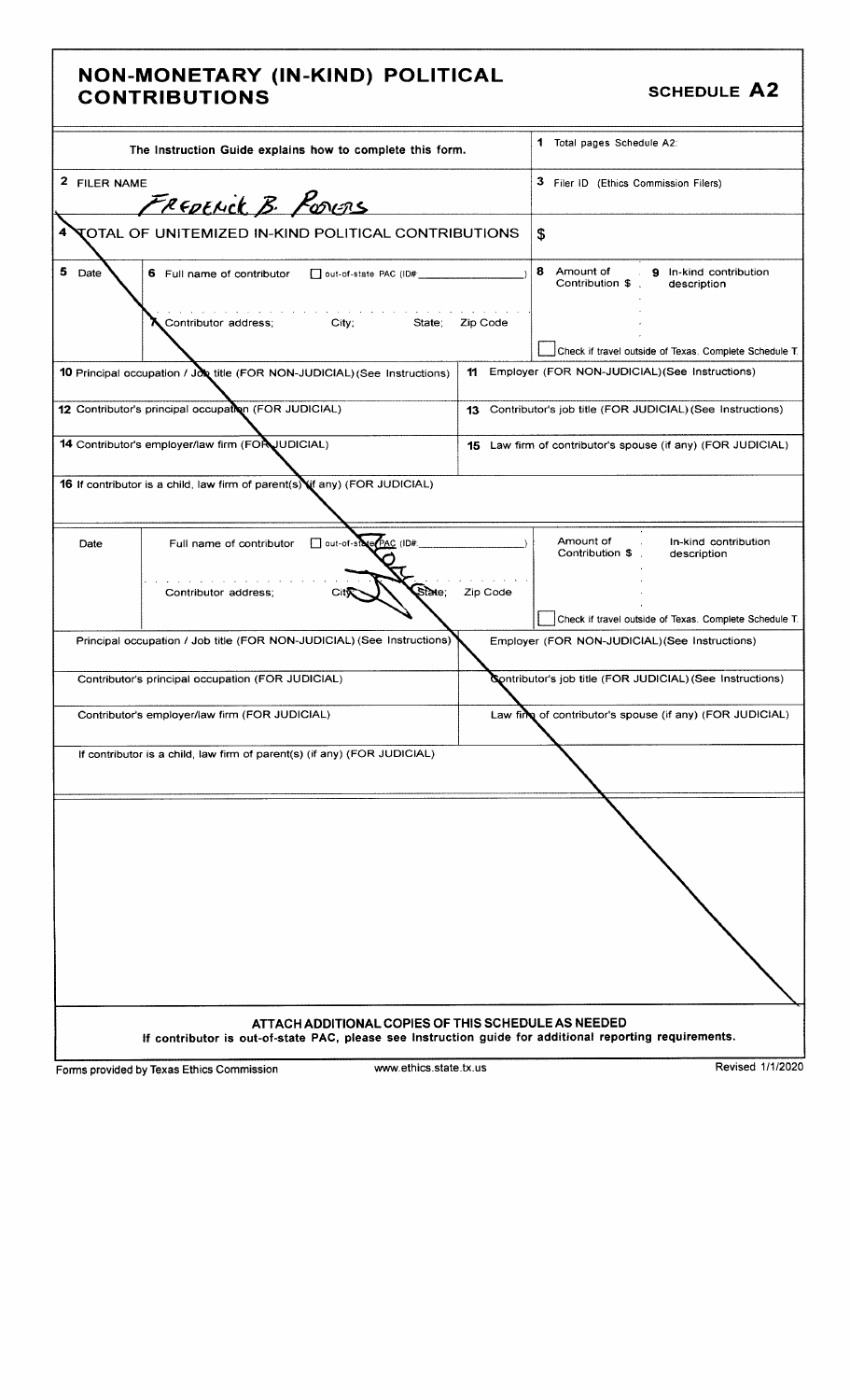# NON-MONETARY (IN-KIND) POLITICAL CONTRIBUTIONS

## SCHEDULE A2

| | |
|---|---|
| The Instruction Guide explains how to complete this form. | 1 Total pages Schedule A2: |
| 2 FILER NAME<br>FREDERICK B. POWERS | 3 Filer ID (Ethics Commission Filers) |
| 4 TOTAL OF UNITEMIZED IN-KIND POLITICAL CONTRIBUTIONS | $ |

| | | |
|---|---|---|
| 5 Date | 6 Full name of contributor ☐ out-of-state PAC (ID#_____)<br>7 Contributor address; City; State; Zip Code | 8 Amount of Contribution $ 9 In-kind contribution description<br>☐ Check if travel outside of Texas. Complete Schedule T. |
| 10 Principal occupation / Job title (FOR NON-JUDICIAL) (See Instructions) | | 11 Employer (FOR NON-JUDICIAL) (See Instructions) |
| 12 Contributor's principal occupation (FOR JUDICIAL) | | 13 Contributor's job title (FOR JUDICIAL) (See Instructions) |
| 14 Contributor's employer/law firm (FOR JUDICIAL) | | 15 Law firm of contributor's spouse (if any) (FOR JUDICIAL) |
| 16 If contributor is a child, law firm of parent(s) (if any) (FOR JUDICIAL) | | |

| | | |
|---|---|---|
| Date | Full name of contributor ☐ out-of-state PAC (ID#_____)<br>Contributor address; City; State; Zip Code | Amount of Contribution $ In-kind contribution description<br>☐ Check if travel outside of Texas. Complete Schedule T. |
| Principal occupation / Job title (FOR NON-JUDICIAL) (See Instructions) | | Employer (FOR NON-JUDICIAL) (See Instructions) |
| Contributor's principal occupation (FOR JUDICIAL) | | Contributor's job title (FOR JUDICIAL) (See Instructions) |
| Contributor's employer/law firm (FOR JUDICIAL) | | Law firm of contributor's spouse (if any) (FOR JUDICIAL) |
| If contributor is a child, law firm of parent(s) (if any) (FOR JUDICIAL) | | |

**ATTACH ADDITIONAL COPIES OF THIS SCHEDULE AS NEEDED**

**If contributor is out-of-state PAC, please see Instruction guide for additional reporting requirements.**

Forms provided by Texas Ethics Commission www.ethics.state.tx.us Revised 1/1/2020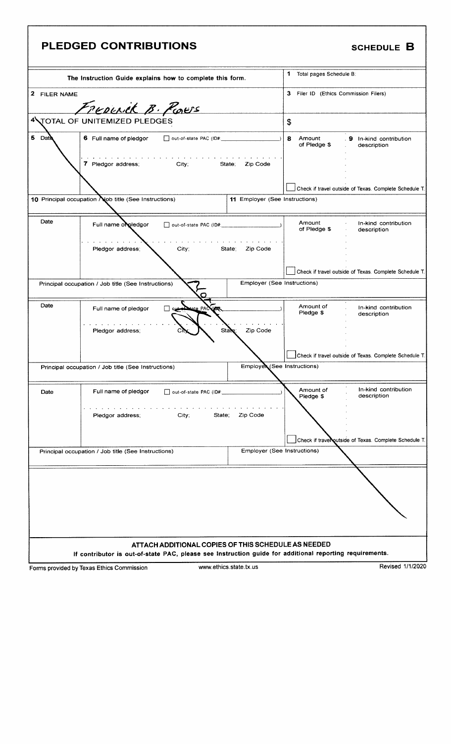# PLEDGED CONTRIBUTIONS

## SCHEDULE B

The Instruction Guide explains how to complete this form.

1 Total pages Schedule B:

2 FILER NAME

Frederick B. Rogers

3 Filer ID (Ethics Commission Filers)

4 TOTAL OF UNITEMIZED PLEDGES

$

| | | |
|---|---|---|
| 5 Date | 6 Full name of pledgor ☐ out-of-state PAC (ID#: ) <br> 7 Pledgor address; City; State; Zip Code | 8 Amount of Pledge $ <br> 9 In-kind contribution description <br> ☐ Check if travel outside of Texas. Complete Schedule T. |
| 10 Principal occupation / Job title (See Instructions) | 11 Employer (See Instructions) | |
| Date | Full name of pledgor ☐ out-of-state PAC (ID#: ) <br> Pledgor address; City; State; Zip Code | Amount of Pledge $ <br> In-kind contribution description <br> ☐ Check if travel outside of Texas. Complete Schedule T. |
| Principal occupation / Job title (See Instructions) | Employer (See Instructions) | |
| Date | Full name of pledgor ☐ out-of-state PAC (ID#: ) <br> Pledgor address; City; State; Zip Code | Amount of Pledge $ <br> In-kind contribution description <br> ☐ Check if travel outside of Texas. Complete Schedule T. |
| Principal occupation / Job title (See Instructions) | Employer (See Instructions) | |
| Date | Full name of pledgor ☐ out-of-state PAC (ID#: ) <br> Pledgor address; City; State; Zip Code | Amount of Pledge $ <br> In-kind contribution description <br> ☐ Check if travel outside of Texas. Complete Schedule T. |
| Principal occupation / Job title (See Instructions) | Employer (See Instructions) | |

Zero

**ATTACH ADDITIONAL COPIES OF THIS SCHEDULE AS NEEDED**

**If contributor is out-of-state PAC, please see Instruction guide for additional reporting requirements.**

Forms provided by Texas Ethics Commission www.ethics.state.tx.us Revised 1/1/2020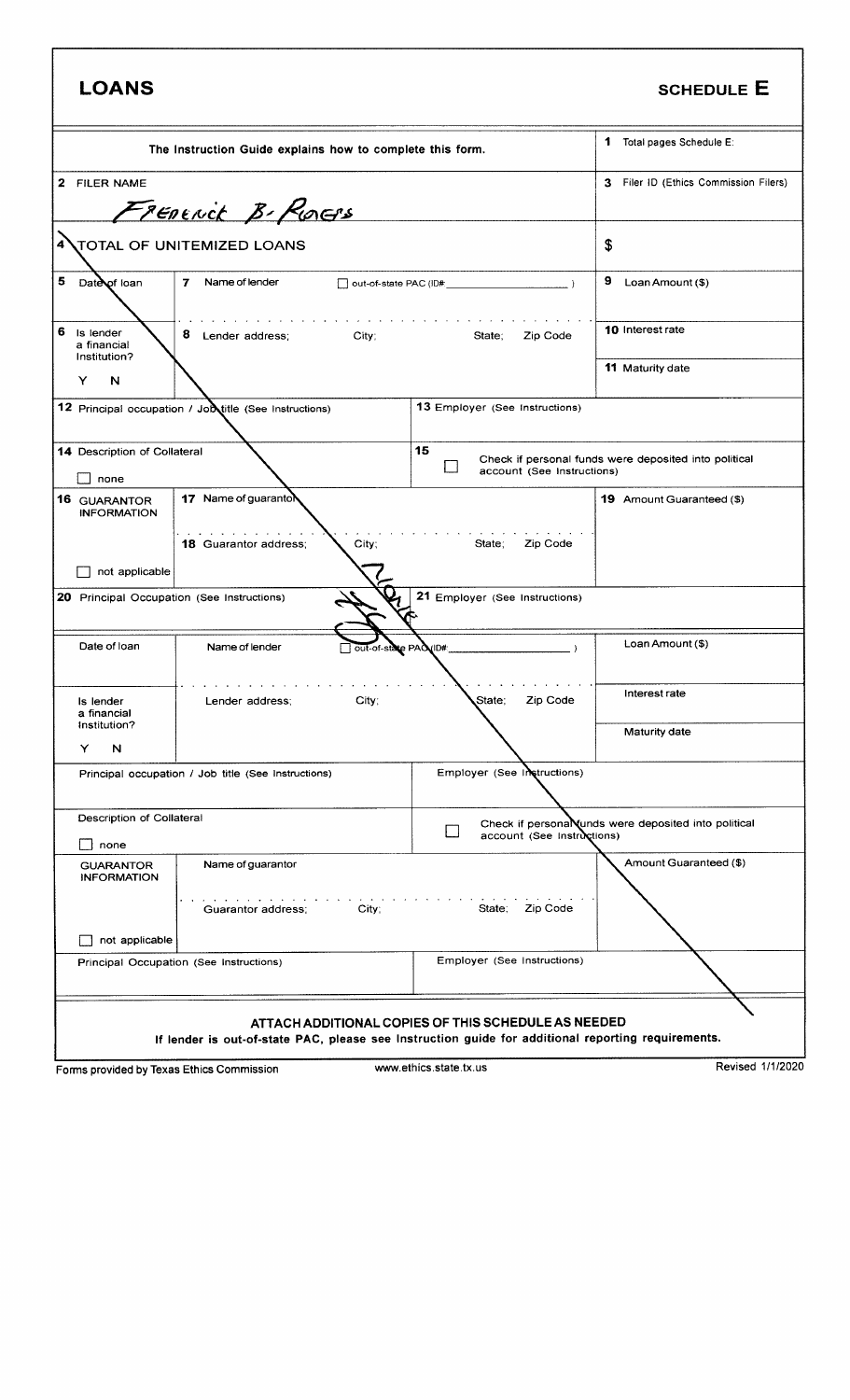# LOANS

## SCHEDULE E

| The Instruction Guide explains how to complete this form. | 1 Total pages Schedule E: |
|---|---|
| **2** FILER NAME<br>Frederick B. Rogers | **3** Filer ID (Ethics Commission Filers) |
| **4** TOTAL OF UNITEMIZED LOANS | $ |

| | | | |
|---|---|---|---|
| **5** Date of loan | **7** Name of lender ☐ out-of-state PAC (ID#________) | | **9** Loan Amount ($) |
| **6** Is lender a financial institution? Y N | **8** Lender address; City; State; Zip Code | | **10** Interest rate<br>**11** Maturity date |
| **12** Principal occupation / Job title (See Instructions) | | **13** Employer (See Instructions) | |
| **14** Description of Collateral ☐ none | | **15** ☐ Check if personal funds were deposited into political account (See Instructions) | |
| **16** GUARANTOR INFORMATION ☐ not applicable | **17** Name of guarantor<br>**18** Guarantor address; City; State; Zip Code | | **19** Amount Guaranteed ($) |
| **20** Principal Occupation (See Instructions) | | **21** Employer (See Instructions) | |

| | | | |
|---|---|---|---|
| Date of loan | Name of lender ☐ out-of-state PAC (ID#________) | | Loan Amount ($) |
| Is lender a financial institution? Y N | Lender address; City; State; Zip Code | | Interest rate<br>Maturity date |
| Principal occupation / Job title (See Instructions) | | Employer (See Instructions) | |
| Description of Collateral ☐ none | | ☐ Check if personal funds were deposited into political account (See Instructions) | |
| GUARANTOR INFORMATION ☐ not applicable | Name of guarantor<br>Guarantor address; City; State; Zip Code | | Amount Guaranteed ($) |
| Principal Occupation (See Instructions) | | Employer (See Instructions) | |

None

**ATTACH ADDITIONAL COPIES OF THIS SCHEDULE AS NEEDED**

**If lender is out-of-state PAC, please see Instruction guide for additional reporting requirements.**

Forms provided by Texas Ethics Commission www.ethics.state.tx.us Revised 1/1/2020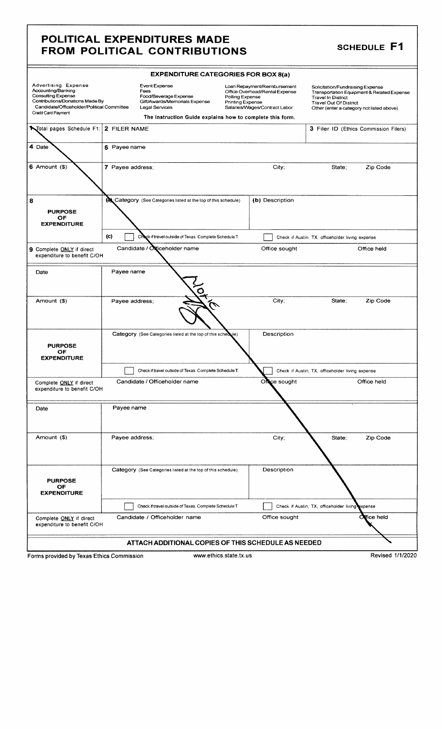# POLITICAL EXPENDITURES MADE FROM POLITICAL CONTRIBUTIONS

**SCHEDULE F1**

## EXPENDITURE CATEGORIES FOR BOX 8(a)

| | | | |
|---|---|---|---|
| Advertising Expense | Event Expense | Loan Repayment/Reimbursement | Solicitation/Fundraising Expense |
| Accounting/Banking | Fees | Office Overhead/Rental Expense | Transportation Equipment & Related Expense |
| Consulting Expense | Food/Beverage Expense | Polling Expense | Travel In District |
| Contributions/Donations Made By Candidate/Officeholder/Political Committee | Gift/Awards/Memorials Expense | Printing Expense | Travel Out Of District |
| Credit Card Payment | Legal Services | Salaries/Wages/Contract Labor | Other (enter a category not listed above) |

The Instruction Guide explains how to complete this form.

| | | | | |
|---|---|---|---|---|
| 1 Total pages Schedule F1: | 2 FILER NAME | | 3 Filer ID (Ethics Commission Filers) | |
| 4 Date | 5 Payee name | | | |
| 6 Amount ($) | 7 Payee address; | City; | State; | Zip Code |
| 8 PURPOSE OF EXPENDITURE | (a) Category (See Categories listed at the top of this schedule) | (b) Description | | |
| | (c) ☐ Check if travel outside of Texas. Complete Schedule T. | ☐ Check if Austin, TX, officeholder living expense | | |
| 9 Complete ONLY if direct expenditure to benefit C/OH | Candidate / Officeholder name | Office sought | Office held | |

| | | | | |
|---|---|---|---|---|
| Date | Payee name | | | |
| Amount ($) | Payee address; | City; | State; | Zip Code |
| PURPOSE OF EXPENDITURE | Category (See Categories listed at the top of this schedule) | Description | | |
| | ☐ Check if travel outside of Texas. Complete Schedule T. | ☐ Check if Austin, TX, officeholder living expense | | |
| Complete ONLY if direct expenditure to benefit C/OH | Candidate / Officeholder name | Office sought | Office held | |

| | | | | |
|---|---|---|---|---|
| Date | Payee name | | | |
| Amount ($) | Payee address; | City; | State; | Zip Code |
| PURPOSE OF EXPENDITURE | Category (See Categories listed at the top of this schedule) | Description | | |
| | ☐ Check if travel outside of Texas. Complete Schedule T. | ☐ Check if Austin, TX, officeholder living expense | | |
| Complete ONLY if direct expenditure to benefit C/OH | Candidate / Officeholder name | Office sought | Office held | |

None

**ATTACH ADDITIONAL COPIES OF THIS SCHEDULE AS NEEDED**

Forms provided by Texas Ethics Commission www.ethics.state.tx.us Revised 1/1/2020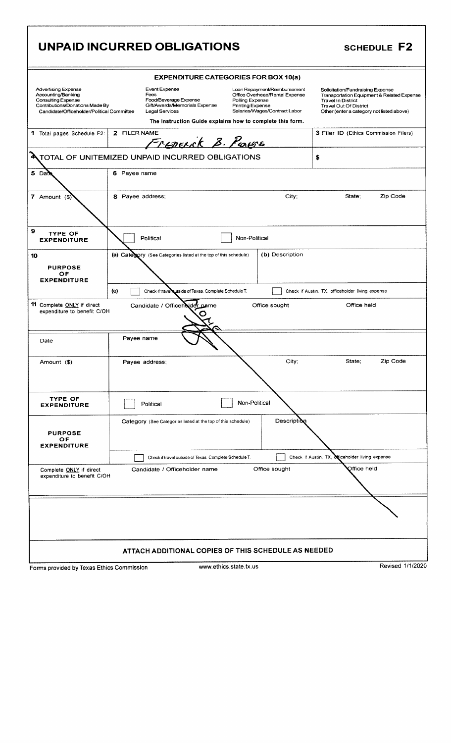# UNPAID INCURRED OBLIGATIONS

## SCHEDULE F2

**EXPENDITURE CATEGORIES FOR BOX 10(a)**

| | | | |
|---|---|---|---|
| Advertising Expense<br>Accounting/Banking<br>Consulting Expense<br>Contributions/Donations Made By Candidate/Officeholder/Political Committee | Event Expense<br>Fees<br>Food/Beverage Expense<br>Gift/Awards/Memorials Expense<br>Legal Services | Loan Repayment/Reimbursement<br>Office Overhead/Rental Expense<br>Polling Expense<br>Printing Expense<br>Salaries/Wages/Contract Labor | Solicitation/Fundraising Expense<br>Transportation Equipment & Related Expense<br>Travel In District<br>Travel Out Of District<br>Other (enter a category not listed above) |

The Instruction Guide explains how to complete this form.

| | | |
|---|---|---|
| **1** Total pages Schedule F2: | **2** FILER NAME<br>Frederick B. Posts | **3** Filer ID (Ethics Commission Filers) |
| **4** TOTAL OF UNITEMIZED UNPAID INCURRED OBLIGATIONS | | $ |

| | | | | |
|---|---|---|---|---|
| **5** Date | **6** Payee name | | | |
| **7** Amount ($) | **8** Payee address; | City; | State; | Zip Code |
| **9** TYPE OF EXPENDITURE | ☐ Political | ☐ Non-Political | | |
| **10** PURPOSE OF EXPENDITURE | **(a)** Category (See Categories listed at the top of this schedule) | **(b)** Description | | |
| | **(c)** ☐ Check if travel outside of Texas. Complete Schedule T. | ☐ Check if Austin, TX, officeholder living expense | | |
| **11** Complete ONLY if direct expenditure to benefit C/OH | Candidate / Officeholder name | Office sought | Office held | |

| | | | | |
|---|---|---|---|---|
| Date | Payee name | | | |
| Amount ($) | Payee address; | City; | State; | Zip Code |
| TYPE OF EXPENDITURE | ☐ Political | ☐ Non-Political | | |
| PURPOSE OF EXPENDITURE | Category (See Categories listed at the top of this schedule) | Description | | |
| | ☐ Check if travel outside of Texas. Complete Schedule T. | ☐ Check if Austin, TX, officeholder living expense | | |
| Complete ONLY if direct expenditure to benefit C/OH | Candidate / Officeholder name | Office sought | Office held | |

**ATTACH ADDITIONAL COPIES OF THIS SCHEDULE AS NEEDED**

Forms provided by Texas Ethics Commission www.ethics.state.tx.us Revised 1/1/2020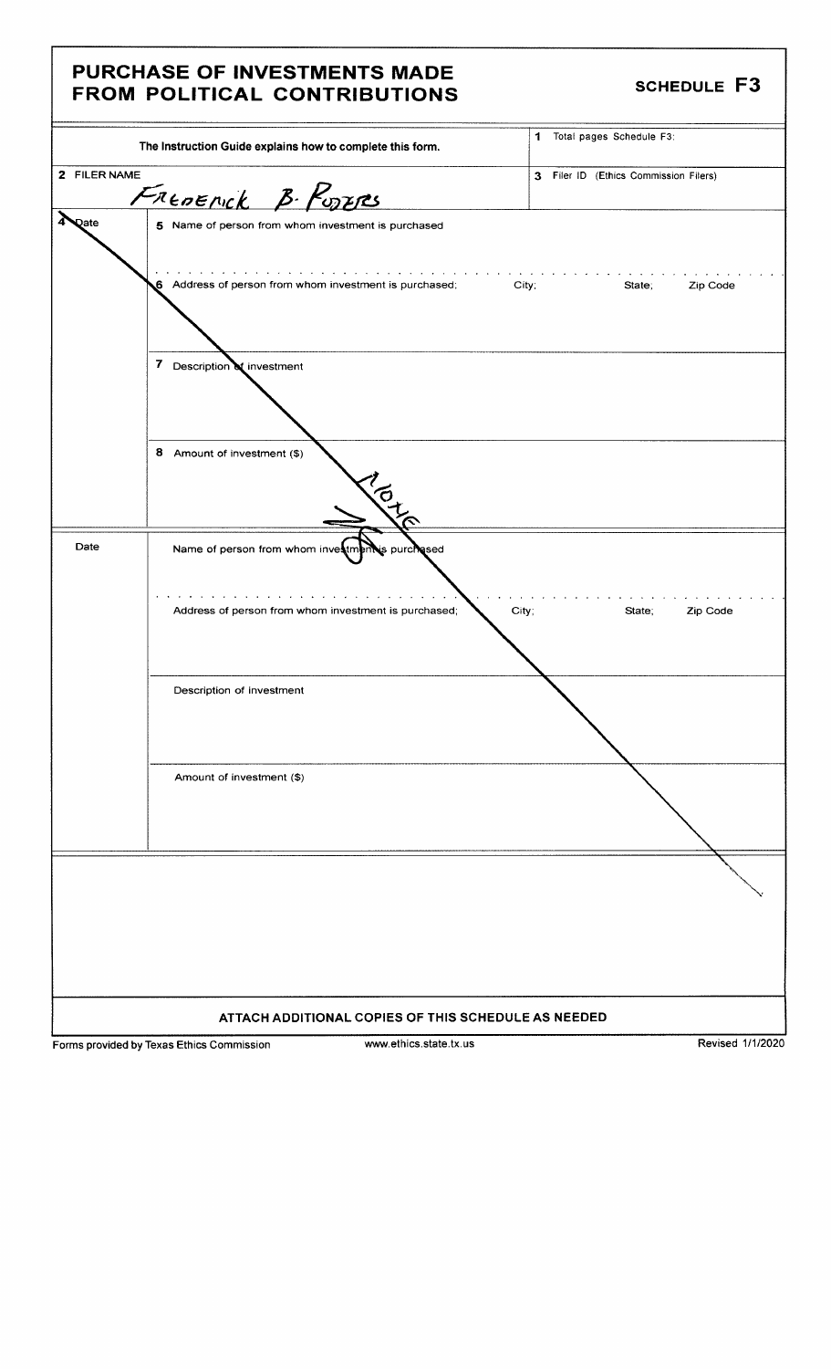# PURCHASE OF INVESTMENTS MADE FROM POLITICAL CONTRIBUTIONS

## SCHEDULE F3

The Instruction Guide explains how to complete this form.

1 Total pages Schedule F3:

2 FILER NAME

FREDERICK B. ROGERS

3 Filer ID (Ethics Commission Filers)

4 Date

5 Name of person from whom investment is purchased

6 Address of person from whom investment is purchased; City; State; Zip Code

7 Description of investment

8 Amount of investment ($)

NONE

Date

Name of person from whom investment is purchased

Address of person from whom investment is purchased; City; State; Zip Code

Description of investment

Amount of investment ($)

ATTACH ADDITIONAL COPIES OF THIS SCHEDULE AS NEEDED

Forms provided by Texas Ethics Commission www.ethics.state.tx.us Revised 1/1/2020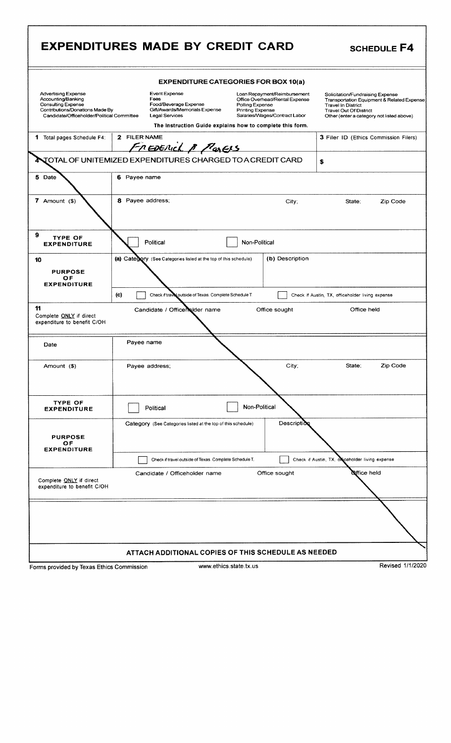# EXPENDITURES MADE BY CREDIT CARD

**SCHEDULE F4**

**EXPENDITURE CATEGORIES FOR BOX 10(a)**

| | | | |
|---|---|---|---|
| Advertising Expense<br>Accounting/Banking<br>Consulting Expense<br>Contributions/Donations Made By Candidate/Officeholder/Political Committee | Event Expense<br>Fees<br>Food/Beverage Expense<br>Gift/Awards/Memorials Expense<br>Legal Services | Loan Repayment/Reimbursement<br>Office Overhead/Rental Expense<br>Polling Expense<br>Printing Expense<br>Salaries/Wages/Contract Labor | Solicitation/Fundraising Expense<br>Transportation Equipment & Related Expense<br>Travel In District<br>Travel Out Of District<br>Other (enter a category not listed above) |

The Instruction Guide explains how to complete this form.

| | | |
|---|---|---|
| 1 Total pages Schedule F4: | 2 FILER NAME<br>FREDERICK R FLORES | 3 Filer ID (Ethics Commission Filers) |
| 4 TOTAL OF UNITEMIZED EXPENDITURES CHARGED TO A CREDIT CARD | | $ |

| | | | | |
|---|---|---|---|---|
| 5 Date | 6 Payee name | | | |
| 7 Amount ($) | 8 Payee address; | City; | State; | Zip Code |
| 9 TYPE OF EXPENDITURE | ☐ Political | ☐ Non-Political | | |
| 10 PURPOSE OF EXPENDITURE | (a) Category (See Categories listed at the top of this schedule) | (b) Description | | |
| | (c) ☐ Check if travel outside of Texas. Complete Schedule T. | ☐ Check if Austin, TX, officeholder living expense | | |
| 11 Complete ONLY if direct expenditure to benefit C/OH | Candidate / Officeholder name | Office sought | Office held | |

| | | | | |
|---|---|---|---|---|
| Date | Payee name | | | |
| Amount ($) | Payee address; | City; | State; | Zip Code |
| TYPE OF EXPENDITURE | ☐ Political | ☐ Non-Political | | |
| PURPOSE OF EXPENDITURE | Category (See Categories listed at the top of this schedule) | Description | | |
| | ☐ Check if travel outside of Texas. Complete Schedule T. | ☐ Check if Austin, TX, officeholder living expense | | |
| Complete ONLY if direct expenditure to benefit C/OH | Candidate / Officeholder name | Office sought | Office held | |

ATTACH ADDITIONAL COPIES OF THIS SCHEDULE AS NEEDED

Forms provided by Texas Ethics Commission www.ethics.state.tx.us Revised 1/1/2020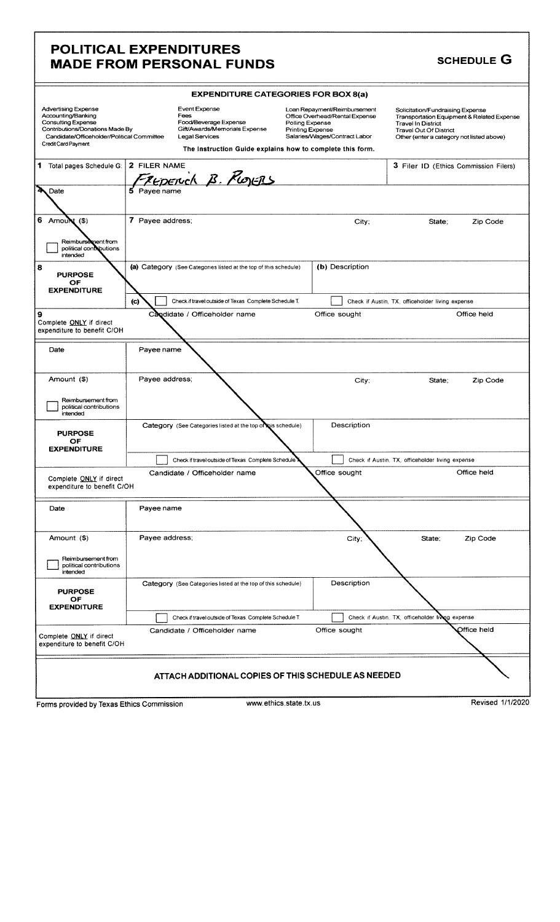# POLITICAL EXPENDITURES MADE FROM PERSONAL FUNDS

## SCHEDULE G

### EXPENDITURE CATEGORIES FOR BOX 8(a)

| | | | |
|---|---|---|---|
| Advertising Expense | Event Expense | Loan Repayment/Reimbursement | Solicitation/Fundraising Expense |
| Accounting/Banking | Fees | Office Overhead/Rental Expense | Transportation Equipment & Related Expense |
| Consulting Expense | Food/Beverage Expense | Polling Expense | Travel In District |
| Contributions/Donations Made By Candidate/Officeholder/Political Committee | Gift/Awards/Memorials Expense | Printing Expense | Travel Out Of District |
| Credit Card Payment | Legal Services | Salaries/Wages/Contract Labor | Other (enter a category not listed above) |

The Instruction Guide explains how to complete this form.

| | | |
|---|---|---|
| 1 Total pages Schedule G: | 2 FILER NAME: Frederick B. Rogers | 3 Filer ID (Ethics Commission Filers) |

| | |
|---|---|
| 4 Date | 5 Payee name |
| 6 Amount ($) <br> ☐ Reimbursement from political contributions intended | 7 Payee address; City; State; Zip Code |
| 8 PURPOSE OF EXPENDITURE | (a) Category (See Categories listed at the top of this schedule) <br> (b) Description <br> (c) ☐ Check if travel outside of Texas. Complete Schedule T. ☐ Check if Austin, TX, officeholder living expense |
| 9 Complete ONLY if direct expenditure to benefit C/OH | Candidate / Officeholder name; Office sought; Office held |

| | |
|---|---|
| Date | Payee name |
| Amount ($) <br> ☐ Reimbursement from political contributions intended | Payee address; City; State; Zip Code |
| PURPOSE OF EXPENDITURE | Category (See Categories listed at the top of this schedule) <br> Description <br> ☐ Check if travel outside of Texas. Complete Schedule T. ☐ Check if Austin, TX, officeholder living expense |
| Complete ONLY if direct expenditure to benefit C/OH | Candidate / Officeholder name; Office sought; Office held |

| | |
|---|---|
| Date | Payee name |
| Amount ($) <br> ☐ Reimbursement from political contributions intended | Payee address; City; State; Zip Code |
| PURPOSE OF EXPENDITURE | Category (See Categories listed at the top of this schedule) <br> Description <br> ☐ Check if travel outside of Texas. Complete Schedule T ☐ Check if Austin, TX, officeholder living expense |
| Complete ONLY if direct expenditure to benefit C/OH | Candidate / Officeholder name; Office sought; Office held |

ATTACH ADDITIONAL COPIES OF THIS SCHEDULE AS NEEDED

Forms provided by Texas Ethics Commission www.ethics.state.tx.us Revised 1/1/2020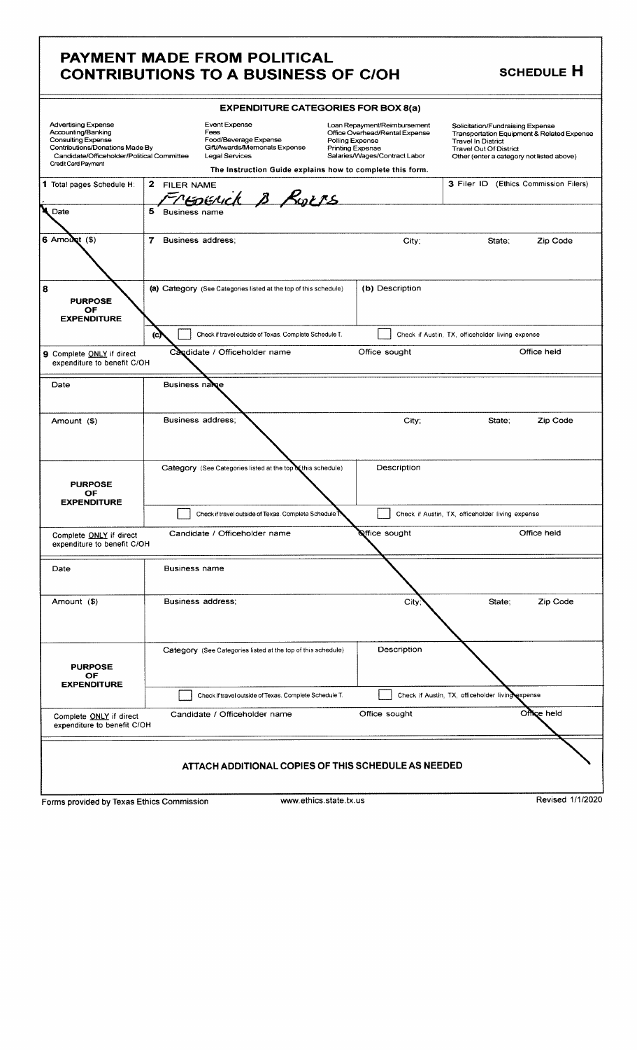# PAYMENT MADE FROM POLITICAL CONTRIBUTIONS TO A BUSINESS OF C/OH

## SCHEDULE H

### EXPENDITURE CATEGORIES FOR BOX 8(a)

| | | | |
|---|---|---|---|
| Advertising Expense | Event Expense | Loan Repayment/Reimbursement | Solicitation/Fundraising Expense |
| Accounting/Banking | Fees | Office Overhead/Rental Expense | Transportation Equipment & Related Expense |
| Consulting Expense | Food/Beverage Expense | Polling Expense | Travel In District |
| Contributions/Donations Made By Candidate/Officeholder/Political Committee | Gift/Awards/Memorials Expense | Printing Expense | Travel Out Of District |
| Credit Card Payment | Legal Services | Salaries/Wages/Contract Labor | Other (enter a category not listed above) |

The Instruction Guide explains how to complete this form.

| | | | | |
|---|---|---|---|---|
| 1 Total pages Schedule H: | 2 FILER NAME<br>Frederick B Rogers | | 3 Filer ID (Ethics Commission Filers) | |
| 4 Date | 5 Business name | | | |
| 6 Amount ($) | 7 Business address; | City; | State; | Zip Code |
| 8 PURPOSE OF EXPENDITURE | (a) Category (See Categories listed at the top of this schedule) | (b) Description | | |
| | (c) ☐ Check if travel outside of Texas. Complete Schedule T. | ☐ Check if Austin, TX, officeholder living expense | | |
| 9 Complete ONLY if direct expenditure to benefit C/OH | Candidate / Officeholder name | Office sought | Office held | |

| | | | | |
|---|---|---|---|---|
| Date | Business name | | | |
| Amount ($) | Business address; | City; | State; | Zip Code |
| PURPOSE OF EXPENDITURE | Category (See Categories listed at the top of this schedule) | Description | | |
| | ☐ Check if travel outside of Texas. Complete Schedule T. | ☐ Check if Austin, TX, officeholder living expense | | |
| Complete ONLY if direct expenditure to benefit C/OH | Candidate / Officeholder name | Office sought | Office held | |

| | | | | |
|---|---|---|---|---|
| Date | Business name | | | |
| Amount ($) | Business address; | City; | State; | Zip Code |
| PURPOSE OF EXPENDITURE | Category (See Categories listed at the top of this schedule) | Description | | |
| | ☐ Check if travel outside of Texas. Complete Schedule T. | ☐ Check if Austin, TX, officeholder living expense | | |
| Complete ONLY if direct expenditure to benefit C/OH | Candidate / Officeholder name | Office sought | Office held | |

ATTACH ADDITIONAL COPIES OF THIS SCHEDULE AS NEEDED

Forms provided by Texas Ethics Commission www.ethics.state.tx.us Revised 1/1/2020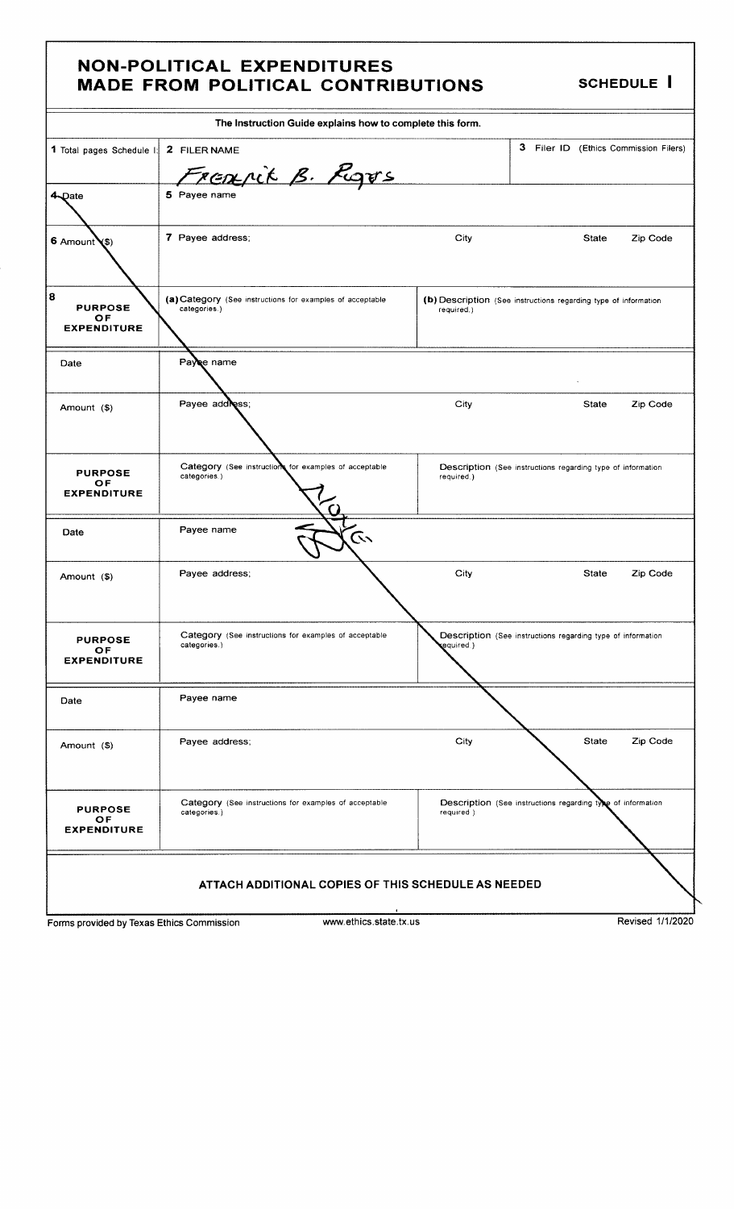# NON-POLITICAL EXPENDITURES MADE FROM POLITICAL CONTRIBUTIONS

**SCHEDULE I**

The Instruction Guide explains how to complete this form.

| | | | |
|---|---|---|---|
| 1 Total pages Schedule I: | 2 FILER NAME<br>Frederick B. Rogers | | 3 Filer ID (Ethics Commission Filers) |
| 4 Date | 5 Payee name | | |
| 6 Amount ($) | 7 Payee address; | City | State Zip Code |
| 8 PURPOSE OF EXPENDITURE | (a) Category (See instructions for examples of acceptable categories.) | (b) Description (See instructions regarding type of information required.) | |
| Date | Payee name | | |
| Amount ($) | Payee address; | City | State Zip Code |
| PURPOSE OF EXPENDITURE | Category (See instructions for examples of acceptable categories.) | Description (See instructions regarding type of information required.) | |
| Date | Payee name | | |
| Amount ($) | Payee address; | City | State Zip Code |
| PURPOSE OF EXPENDITURE | Category (See instructions for examples of acceptable categories.) | Description (See instructions regarding type of information required.) | |
| Date | Payee name | | |
| Amount ($) | Payee address; | City | State Zip Code |
| PURPOSE OF EXPENDITURE | Category (See instructions for examples of acceptable categories.) | Description (See instructions regarding type of information required.) | |

None

ATTACH ADDITIONAL COPIES OF THIS SCHEDULE AS NEEDED

Forms provided by Texas Ethics Commission www.ethics.state.tx.us Revised 1/1/2020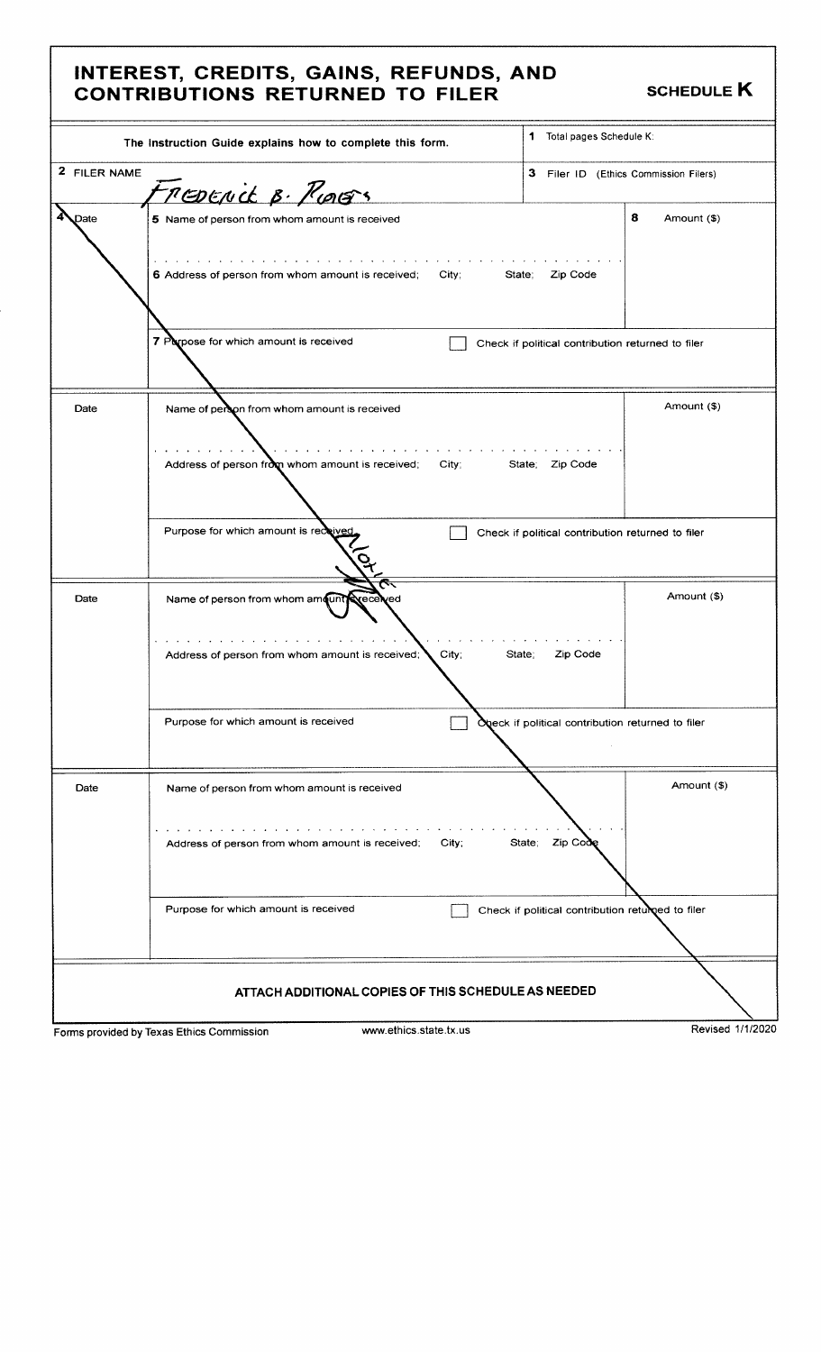# INTEREST, CREDITS, GAINS, REFUNDS, AND CONTRIBUTIONS RETURNED TO FILER

**SCHEDULE K**

| | | |
|---|---|---|
| The Instruction Guide explains how to complete this form. | **1** Total pages Schedule K: | |
| **2** FILER NAME: Frederick B. Rogers | **3** Filer ID (Ethics Commission Filers) | |
| **4** Date | **5** Name of person from whom amount is received<br>**6** Address of person from whom amount is received; City; State; Zip Code<br>**7** Purpose for which amount is received ☐ Check if political contribution returned to filer | **8** Amount ($) |
| Date | Name of person from whom amount is received<br>Address of person from whom amount is received; City; State; Zip Code<br>Purpose for which amount is received ☐ Check if political contribution returned to filer | Amount ($) |
| Date | Name of person from whom amount is received<br>Address of person from whom amount is received; City; State; Zip Code<br>Purpose for which amount is received ☐ Check if political contribution returned to filer | Amount ($) |
| Date | Name of person from whom amount is received<br>Address of person from whom amount is received; City; State; Zip Code<br>Purpose for which amount is received ☐ Check if political contribution returned to filer | Amount ($) |

None

**ATTACH ADDITIONAL COPIES OF THIS SCHEDULE AS NEEDED**

Forms provided by Texas Ethics Commission www.ethics.state.tx.us Revised 1/1/2020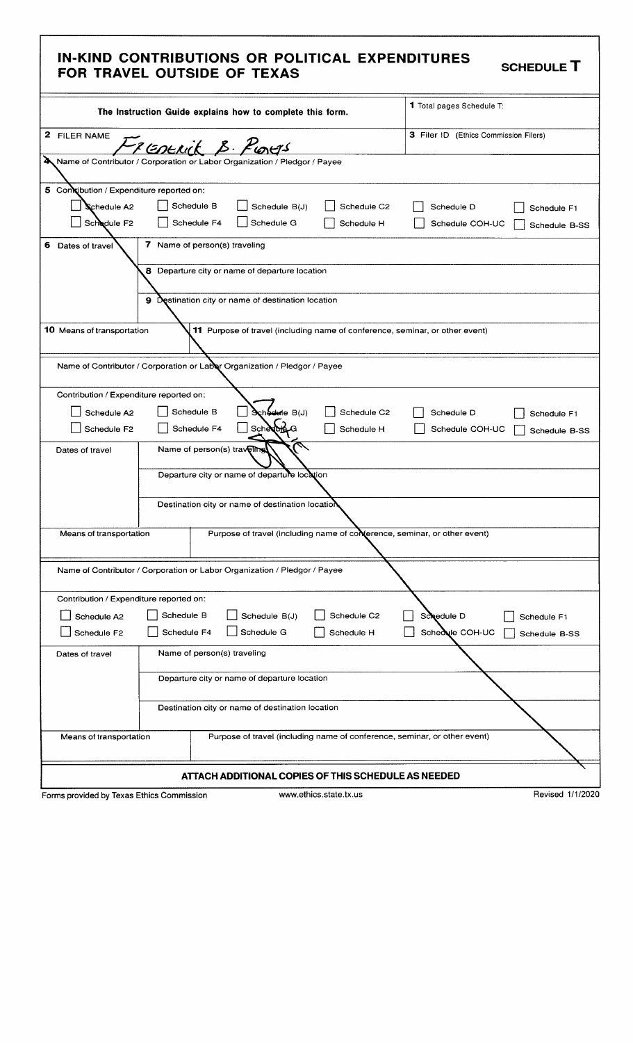# IN-KIND CONTRIBUTIONS OR POLITICAL EXPENDITURES FOR TRAVEL OUTSIDE OF TEXAS

**SCHEDULE T**

The Instruction Guide explains how to complete this form.

**1** Total pages Schedule T:

**2** FILER NAME: Frederick B. Rogers

**3** Filer ID (Ethics Commission Filers)

**4** Name of Contributor / Corporation or Labor Organization / Pledgor / Payee

**5** Contribution / Expenditure reported on:

- [ ] Schedule A2
- [ ] Schedule B
- [ ] Schedule B(J)
- [ ] Schedule C2
- [ ] Schedule D
- [ ] Schedule F1
- [ ] Schedule F2
- [ ] Schedule F4
- [ ] Schedule G
- [ ] Schedule H
- [ ] Schedule COH-UC
- [ ] Schedule B-SS

**6** Dates of travel

**7** Name of person(s) traveling

**8** Departure city or name of departure location

**9** Destination city or name of destination location

**10** Means of transportation

**11** Purpose of travel (including name of conference, seminar, or other event)

---

Name of Contributor / Corporation or Labor Organization / Pledgor / Payee

Contribution / Expenditure reported on:

- [ ] Schedule A2
- [ ] Schedule B
- [ ] Schedule B(J)
- [ ] Schedule C2
- [ ] Schedule D
- [ ] Schedule F1
- [ ] Schedule F2
- [ ] Schedule F4
- [ ] Schedule G
- [ ] Schedule H
- [ ] Schedule COH-UC
- [ ] Schedule B-SS

Dates of travel

Name of person(s) traveling

Departure city or name of departure location

Destination city or name of destination location

Means of transportation

Purpose of travel (including name of conference, seminar, or other event)

---

Name of Contributor / Corporation or Labor Organization / Pledgor / Payee

Contribution / Expenditure reported on:

- [ ] Schedule A2
- [ ] Schedule B
- [ ] Schedule B(J)
- [ ] Schedule C2
- [ ] Schedule D
- [ ] Schedule F1
- [ ] Schedule F2
- [ ] Schedule F4
- [ ] Schedule G
- [ ] Schedule H
- [ ] Schedule COH-UC
- [ ] Schedule B-SS

Dates of travel

Name of person(s) traveling

Departure city or name of departure location

Destination city or name of destination location

Means of transportation

Purpose of travel (including name of conference, seminar, or other event)

---

**ATTACH ADDITIONAL COPIES OF THIS SCHEDULE AS NEEDED**

Forms provided by Texas Ethics Commission | www.ethics.state.tx.us | Revised 1/1/2020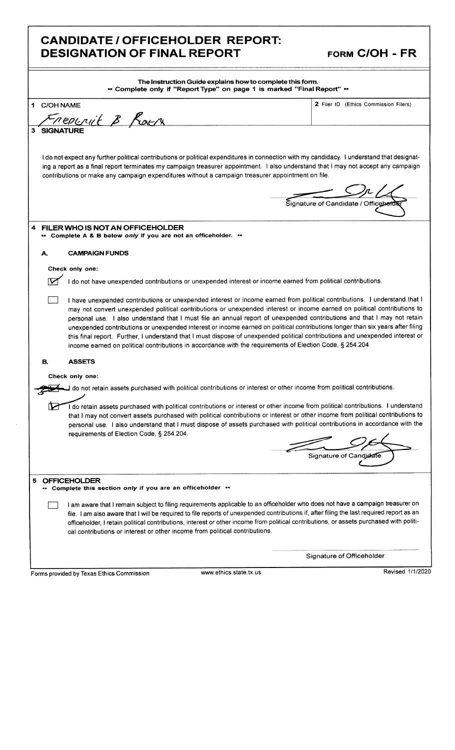# CANDIDATE / OFFICEHOLDER REPORT: DESIGNATION OF FINAL REPORT

**FORM C/OH - FR**

**The Instruction Guide explains how to complete this form.**
**•• Complete only if "Report Type" on page 1 is marked "Final Report" ••**

**1** C/OH NAME

Frederick B Rogers

**2** Filer ID (Ethics Commission Filers)

**3** SIGNATURE

I do not expect any further political contributions or political expenditures in connection with my candidacy. I understand that designating a report as a final report terminates my campaign treasurer appointment. I also understand that I may not accept any campaign contributions or make any campaign expenditures without a campaign treasurer appointment on file.

Signature of Candidate / Officeholder

**4** **FILER WHO IS NOT AN OFFICEHOLDER**
**•• Complete A & B below *only* if you are not an officeholder. ••**

**A. CAMPAIGN FUNDS**

**Check only one:**

☑ I do not have unexpended contributions or unexpended interest or income earned from political contributions.

☐ I have unexpended contributions or unexpended interest or income earned from political contributions. I understand that I may not convert unexpended political contributions or unexpended interest or income earned on political contributions to personal use. I also understand that I must file an annual report of unexpended contributions and that I may not retain unexpended contributions or unexpended interest or income earned on political contributions longer than six years after filing this final report. Further, I understand that I must dispose of unexpended political contributions and unexpended interest or income earned on political contributions in accordance with the requirements of Election Code, § 254.204.

**B. ASSETS**

**Check only one:**

~~☑~~ I do not retain assets purchased with political contributions or interest or other income from political contributions.

☑ I do retain assets purchased with political contributions or interest or other income from political contributions. I understand that I may not convert assets purchased with political contributions or interest or other income from political contributions to personal use. I also understand that I must dispose of assets purchased with political contributions in accordance with the requirements of Election Code, § 254.204.

Signature of Candidate

**5** **OFFICEHOLDER**
**•• Complete this section *only* if you are an officeholder ••**

☐ I am aware that I remain subject to filing requirements applicable to an officeholder who does not have a campaign treasurer on file. I am also aware that I will be required to file reports of unexpended contributions if, after filing the last required report as an officeholder, I retain political contributions, interest or other income from political contributions, or assets purchased with political contributions or interest or other income from political contributions.

Signature of Officeholder

Forms provided by Texas Ethics Commission www.ethics.state.tx.us Revised 1/1/2020